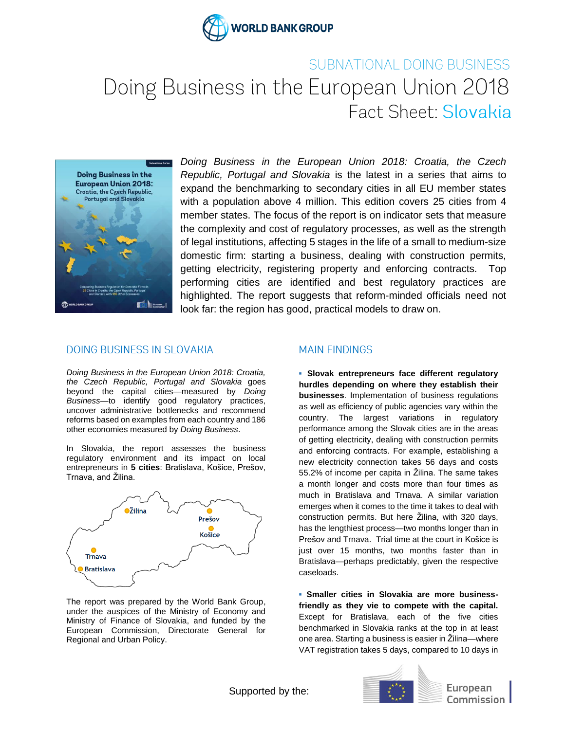WORLD BANK GROUP

SUBNATIONAL DOING BUSINESS

# Doing Business in the European Union 2018

## Fact Sheet: Slovakia

*Doing Business in the European Union 2018: Croatia, the Czech Republic, Portugal and Slovakia* is the latest in a series that aims to expand the benchmarking to secondary cities in all EU member states with a population above 4 million. This edition covers 25 cities from 4 member states. The focus of the report is on indicator sets that measure the complexity and cost of regulatory processes, as well as the strength of legal institutions, affecting 5 stages in the life of a small to medium-size domestic firm: starting a business, dealing with construction permits, getting electricity, registering property and enforcing contracts. Top performing cities are identified and best regulatory practices are highlighted. The report suggests that reform-minded officials need not look far: the region has good, practical models to draw on.

## DOING BUSINESS IN SLOVAKIA

*Doing Business in the European Union 2018: Croatia, the Czech Republic, Portugal and Slovakia* goes beyond the capital cities—measured by *Doing Business*—to identify good regulatory practices, uncover administrative bottlenecks and recommend reforms based on examples from each country and 186 other economies measured by *Doing Business*.

In Slovakia, the report assesses the business regulatory environment and its impact on local entrepreneurs in **5 cities**: Bratislava, Košice, Prešov, Trnava, and Žilina.

Žilina
Prešov
Košice
Trnava
Bratislava

The report was prepared by the World Bank Group, under the auspices of the Ministry of Economy and Ministry of Finance of Slovakia, and funded by the European Commission, Directorate General for Regional and Urban Policy.

## MAIN FINDINGS

- **Slovak entrepreneurs face different regulatory hurdles depending on where they establish their businesses**. Implementation of business regulations as well as efficiency of public agencies vary within the country. The largest variations in regulatory performance among the Slovak cities are in the areas of getting electricity, dealing with construction permits and enforcing contracts. For example, establishing a new electricity connection takes 56 days and costs 55.2% of income per capita in Žilina. The same takes a month longer and costs more than four times as much in Bratislava and Trnava. A similar variation emerges when it comes to the time it takes to deal with construction permits. But here Žilina, with 320 days, has the lengthiest process—two months longer than in Prešov and Trnava. Trial time at the court in Košice is just over 15 months, two months faster than in Bratislava—perhaps predictably, given the respective caseloads.

- **Smaller cities in Slovakia are more business-friendly as they vie to compete with the capital.** Except for Bratislava, each of the five cities benchmarked in Slovakia ranks at the top in at least one area. Starting a business is easier in Žilina—where VAT registration takes 5 days, compared to 10 days in

Supported by the: European Commission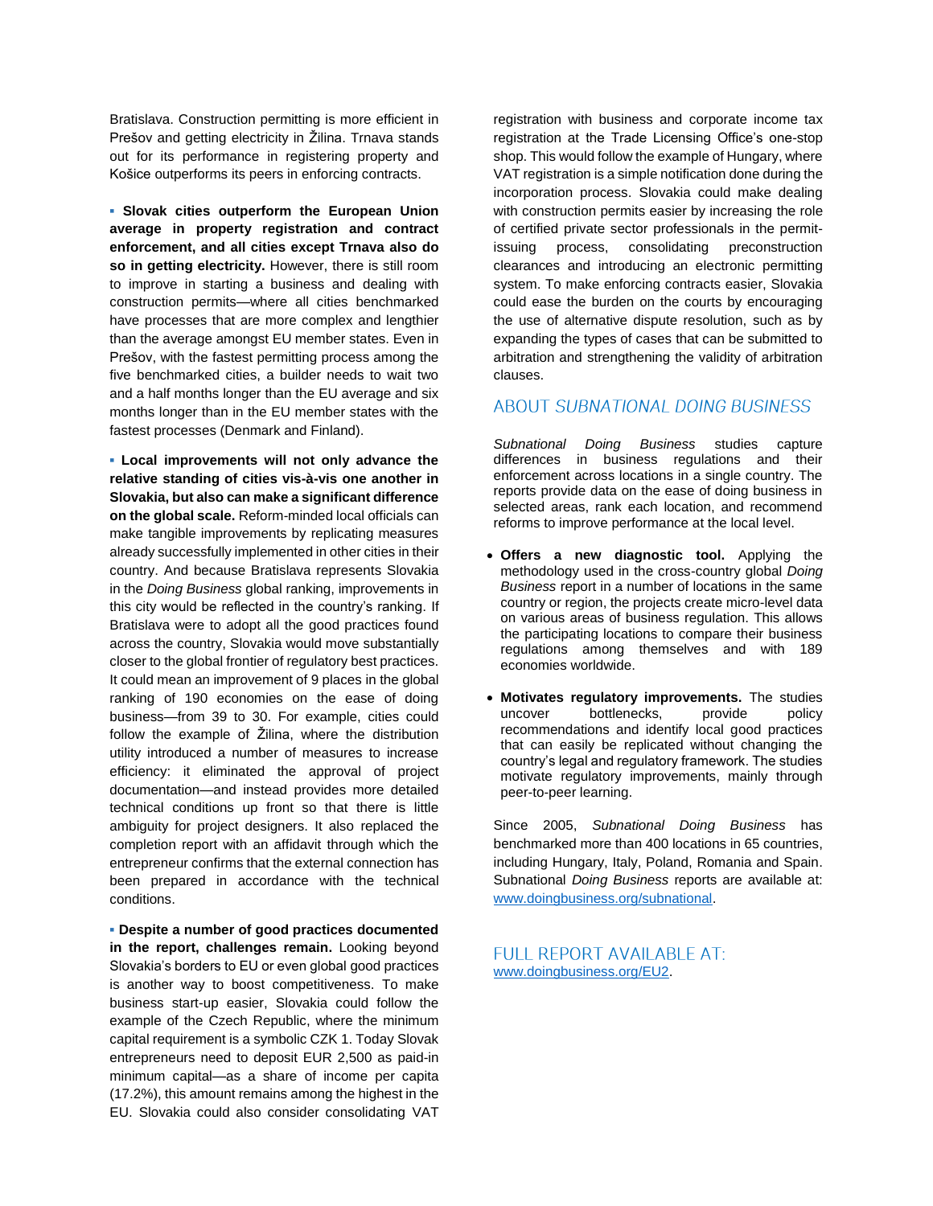Bratislava. Construction permitting is more efficient in Prešov and getting electricity in Žilina. Trnava stands out for its performance in registering property and Košice outperforms its peers in enforcing contracts.

▪ **Slovak cities outperform the European Union average in property registration and contract enforcement, and all cities except Trnava also do so in getting electricity.** However, there is still room to improve in starting a business and dealing with construction permits—where all cities benchmarked have processes that are more complex and lengthier than the average amongst EU member states. Even in Prešov, with the fastest permitting process among the five benchmarked cities, a builder needs to wait two and a half months longer than the EU average and six months longer than in the EU member states with the fastest processes (Denmark and Finland).

▪ **Local improvements will not only advance the relative standing of cities vis-à-vis one another in Slovakia, but also can make a significant difference on the global scale.** Reform-minded local officials can make tangible improvements by replicating measures already successfully implemented in other cities in their country. And because Bratislava represents Slovakia in the *Doing Business* global ranking, improvements in this city would be reflected in the country's ranking. If Bratislava were to adopt all the good practices found across the country, Slovakia would move substantially closer to the global frontier of regulatory best practices. It could mean an improvement of 9 places in the global ranking of 190 economies on the ease of doing business—from 39 to 30. For example, cities could follow the example of Žilina, where the distribution utility introduced a number of measures to increase efficiency: it eliminated the approval of project documentation—and instead provides more detailed technical conditions up front so that there is little ambiguity for project designers. It also replaced the completion report with an affidavit through which the entrepreneur confirms that the external connection has been prepared in accordance with the technical conditions.

▪ **Despite a number of good practices documented in the report, challenges remain.** Looking beyond Slovakia's borders to EU or even global good practices is another way to boost competitiveness. To make business start-up easier, Slovakia could follow the example of the Czech Republic, where the minimum capital requirement is a symbolic CZK 1. Today Slovak entrepreneurs need to deposit EUR 2,500 as paid-in minimum capital—as a share of income per capita (17.2%), this amount remains among the highest in the EU. Slovakia could also consider consolidating VAT registration with business and corporate income tax registration at the Trade Licensing Office's one-stop shop. This would follow the example of Hungary, where VAT registration is a simple notification done during the incorporation process. Slovakia could make dealing with construction permits easier by increasing the role of certified private sector professionals in the permit-issuing process, consolidating preconstruction clearances and introducing an electronic permitting system. To make enforcing contracts easier, Slovakia could ease the burden on the courts by encouraging the use of alternative dispute resolution, such as by expanding the types of cases that can be submitted to arbitration and strengthening the validity of arbitration clauses.

## ABOUT *SUBNATIONAL DOING BUSINESS*

*Subnational Doing Business* studies capture differences in business regulations and their enforcement across locations in a single country. The reports provide data on the ease of doing business in selected areas, rank each location, and recommend reforms to improve performance at the local level.

- **Offers a new diagnostic tool.** Applying the methodology used in the cross-country global *Doing Business* report in a number of locations in the same country or region, the projects create micro-level data on various areas of business regulation. This allows the participating locations to compare their business regulations among themselves and with 189 economies worldwide.

- **Motivates regulatory improvements.** The studies uncover bottlenecks, provide policy recommendations and identify local good practices that can easily be replicated without changing the country's legal and regulatory framework. The studies motivate regulatory improvements, mainly through peer-to-peer learning.

Since 2005, *Subnational Doing Business* has benchmarked more than 400 locations in 65 countries, including Hungary, Italy, Poland, Romania and Spain. Subnational *Doing Business* reports are available at: www.doingbusiness.org/subnational.

## FULL REPORT AVAILABLE AT:

www.doingbusiness.org/EU2.